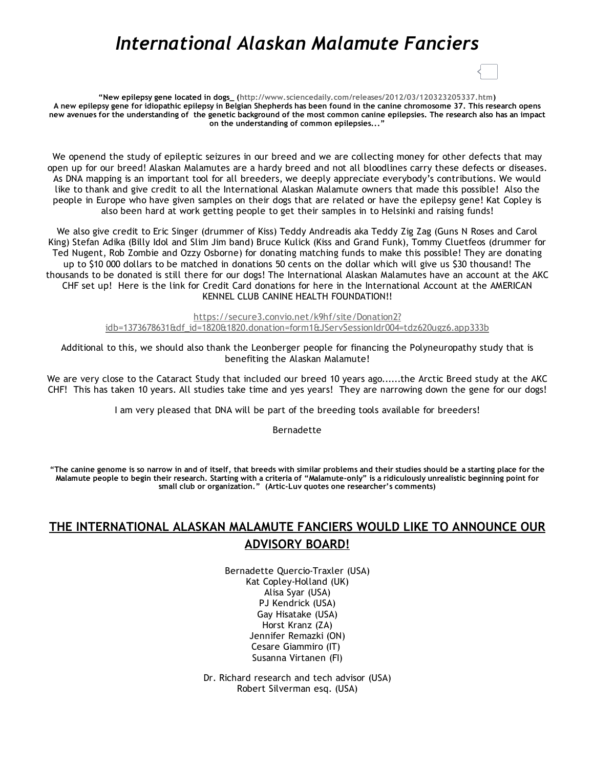# *International Alaskan Malamute Fanciers*

**"New epilepsy gene located in dogs_ (http://www.sciencedaily.com/releases/2012/03/120323205337.htm) A new epilepsy gene for idiopathic epilepsy in Belgian Shepherds has been found in the canine chromosome 37. This research opens new avenues for the understanding of the genetic background of the most common canine epilepsies. The research also has an impact on the understanding of common epilepsies..."**

We openend the study of epileptic seizures in our breed and we are collecting money for other defects that may open up for our breed! Alaskan Malamutes are a hardy breed and not all bloodlines carry these defects or diseases. As DNA mapping is an important tool for all breeders, we deeply appreciate everybody's contributions. We would like to thank and give credit to all the International Alaskan Malamute owners that made this possible! Also the people in Europe who have given samples on their dogs that are related or have the epilepsy gene! Kat Copley is also been hard at work getting people to get their samples in to Helsinki and raising funds!

We also give credit to Eric Singer (drummer of Kiss) Teddy Andreadis aka Teddy Zig Zag (Guns N Roses and Carol King) Stefan Adika (Billy Idol and Slim Jim band) Bruce Kulick (Kiss and Grand Funk), Tommy Cluetfeos (drummer for Ted Nugent, Rob Zombie and Ozzy Osborne) for donating matching funds to make this possible! They are donating up to $10 000 dollars to be matched in donations 50 cents on the dollar which will give us $30 thousand! The thousands to be donated is still there for our dogs! The International Alaskan Malamutes have an account at the AKC CHF set up! Here is the link for Credit Card donations for here in the International Account at the AMERICAN KENNEL CLUB CANINE HEALTH FOUNDATION!!

https://secure3.convio.net/k9hf/site/Donation2?idb=1373678631&df_id=1820&1820.donation=form1&JServSessIdr004=tdz620ugz6.app333b

Additional to this, we should also thank the Leonberger people for financing the Polyneuropathy study that is benefiting the Alaskan Malamute!

We are very close to the Cataract Study that included our breed 10 years ago......the Arctic Breed study at the AKC CHF! This has taken 10 years. All studies take time and yes years! They are narrowing down the gene for our dogs!

I am very pleased that DNA will be part of the breeding tools available for breeders!

Bernadette

**"The canine genome is so narrow in and of itself, that breeds with similar problems and their studies should be a starting place for the Malamute people to begin their research. Starting with a criteria of "Malamute-only" is a ridiculously unrealistic beginning point for small club or organization." (Artic-Luv quotes one researcher's comments)**

## <u>THE INTERNATIONAL ALASKAN MALAMUTE FANCIERS WOULD LIKE TO ANNOUNCE OUR ADVISORY BOARD!</u>

Bernadette Quercio-Traxler (USA)
Kat Copley-Holland (UK)
Alisa Syar (USA)
PJ Kendrick (USA)
Gay Hisatake (USA)
Horst Kranz (ZA)
Jennifer Remazki (ON)
Cesare Giammiro (IT)
Susanna Virtanen (FI)

Dr. Richard research and tech advisor (USA)
Robert Silverman esq. (USA)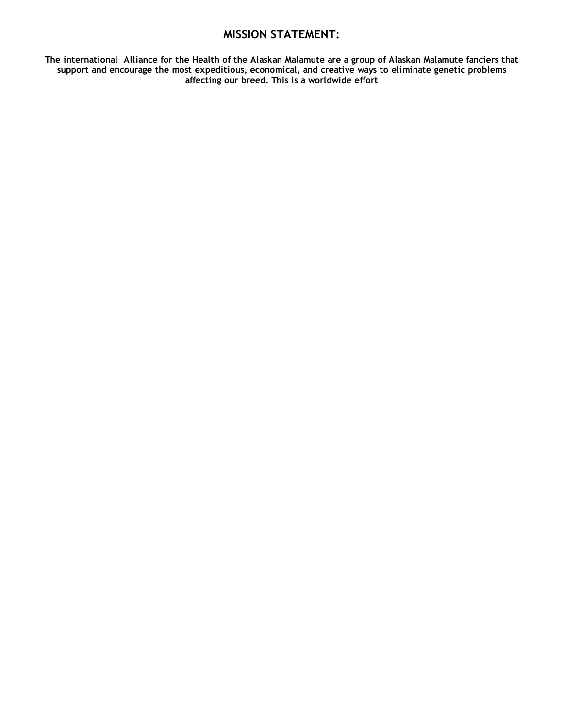## MISSION STATEMENT:

**The international  Alliance for the Health of the Alaskan Malamute are a group of Alaskan Malamute fanciers that support and encourage the most expeditious, economical, and creative ways to eliminate genetic problems affecting our breed. This is a worldwide effort**